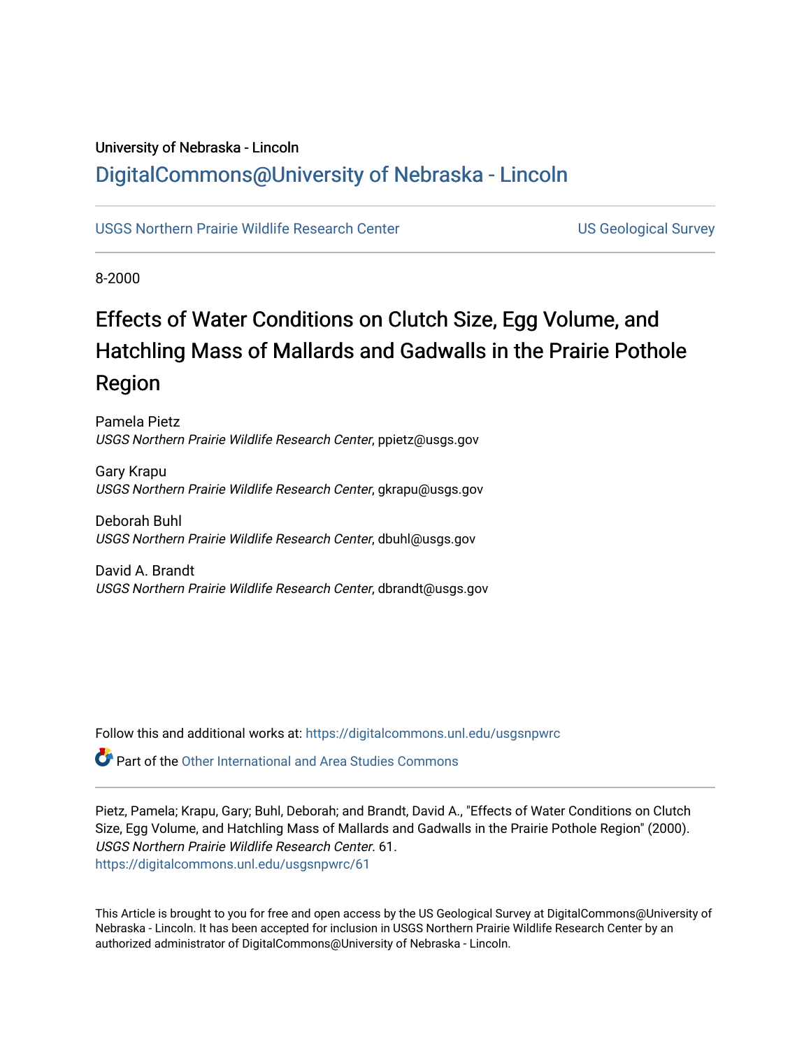University of Nebraska - Lincoln

# DigitalCommons@University of Nebraska - Lincoln

USGS Northern Prairie Wildlife Research Center | US Geological Survey

8-2000

# Effects of Water Conditions on Clutch Size, Egg Volume, and Hatchling Mass of Mallards and Gadwalls in the Prairie Pothole Region

Pamela Pietz
*USGS Northern Prairie Wildlife Research Center*, ppietz@usgs.gov

Gary Krapu
*USGS Northern Prairie Wildlife Research Center*, gkrapu@usgs.gov

Deborah Buhl
*USGS Northern Prairie Wildlife Research Center*, dbuhl@usgs.gov

David A. Brandt
*USGS Northern Prairie Wildlife Research Center*, dbrandt@usgs.gov

Follow this and additional works at: https://digitalcommons.unl.edu/usgsnpwrc

Part of the Other International and Area Studies Commons

Pietz, Pamela; Krapu, Gary; Buhl, Deborah; and Brandt, David A., "Effects of Water Conditions on Clutch Size, Egg Volume, and Hatchling Mass of Mallards and Gadwalls in the Prairie Pothole Region" (2000). *USGS Northern Prairie Wildlife Research Center*. 61.
https://digitalcommons.unl.edu/usgsnpwrc/61

This Article is brought to you for free and open access by the US Geological Survey at DigitalCommons@University of Nebraska - Lincoln. It has been accepted for inclusion in USGS Northern Prairie Wildlife Research Center by an authorized administrator of DigitalCommons@University of Nebraska - Lincoln.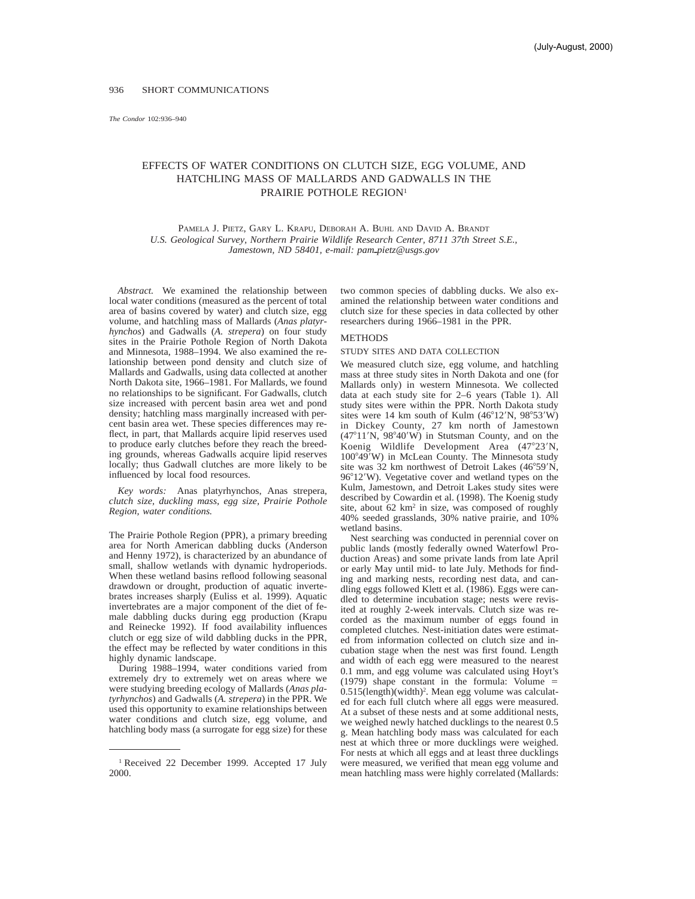# EFFECTS OF WATER CONDITIONS ON CLUTCH SIZE, EGG VOLUME, AND HATCHLING MASS OF MALLARDS AND GADWALLS IN THE PRAIRIE POTHOLE REGION[1]

Pamela J. Pietz, Gary L. Krapu, Deborah A. Buhl and David A. Brandt

*U.S. Geological Survey, Northern Prairie Wildlife Research Center, 8711 37th Street S.E., Jamestown, ND 58401, e-mail: pam_pietz@usgs.gov*

*Abstract.* We examined the relationship between local water conditions (measured as the percent of total area of basins covered by water) and clutch size, egg volume, and hatchling mass of Mallards (*Anas platyrhynchos*) and Gadwalls (*A. strepera*) on four study sites in the Prairie Pothole Region of North Dakota and Minnesota, 1988–1994. We also examined the relationship between pond density and clutch size of Mallards and Gadwalls, using data collected at another North Dakota site, 1966–1981. For Mallards, we found no relationships to be significant. For Gadwalls, clutch size increased with percent basin area wet and pond density; hatchling mass marginally increased with percent basin area wet. These species differences may reflect, in part, that Mallards acquire lipid reserves used to produce early clutches before they reach the breeding grounds, whereas Gadwalls acquire lipid reserves locally; thus Gadwall clutches are more likely to be influenced by local food resources.

*Key words:* Anas platyrhynchos, Anas strepera, *clutch size, duckling mass, egg size, Prairie Pothole Region, water conditions.*

The Prairie Pothole Region (PPR), a primary breeding area for North American dabbling ducks (Anderson and Henny 1972), is characterized by an abundance of small, shallow wetlands with dynamic hydroperiods. When these wetland basins reflood following seasonal drawdown or drought, production of aquatic invertebrates increases sharply (Euliss et al. 1999). Aquatic invertebrates are a major component of the diet of female dabbling ducks during egg production (Krapu and Reinecke 1992). If food availability influences clutch or egg size of wild dabbling ducks in the PPR, the effect may be reflected by water conditions in this highly dynamic landscape.

During 1988–1994, water conditions varied from extremely dry to extremely wet on areas where we were studying breeding ecology of Mallards (*Anas platyrhynchos*) and Gadwalls (*A. strepera*) in the PPR. We used this opportunity to examine relationships between water conditions and clutch size, egg volume, and hatchling body mass (a surrogate for egg size) for these two common species of dabbling ducks. We also examined the relationship between water conditions and clutch size for these species in data collected by other researchers during 1966–1981 in the PPR.

[1] Received 22 December 1999. Accepted 17 July 2000.

## METHODS

### STUDY SITES AND DATA COLLECTION

We measured clutch size, egg volume, and hatchling mass at three study sites in North Dakota and one (for Mallards only) in western Minnesota. We collected data at each study site for 2–6 years (Table 1). All study sites were within the PPR. North Dakota study sites were 14 km south of Kulm (46°12′N, 98°53′W) in Dickey County, 27 km north of Jamestown (47°11′N, 98°40′W) in Stutsman County, and on the Koenig Wildlife Development Area (47°23′N, 100°49′W) in McLean County. The Minnesota study site was 32 km northwest of Detroit Lakes (46°59′N, 96°12′W). Vegetative cover and wetland types on the Kulm, Jamestown, and Detroit Lakes study sites were described by Cowardin et al. (1998). The Koenig study site, about 62 km² in size, was composed of roughly 40% seeded grasslands, 30% native prairie, and 10% wetland basins.

Nest searching was conducted in perennial cover on public lands (mostly federally owned Waterfowl Production Areas) and some private lands from late April or early May until mid- to late July. Methods for finding and marking nests, recording nest data, and candling eggs followed Klett et al. (1986). Eggs were candled to determine incubation stage; nests were revisited at roughly 2-week intervals. Clutch size was recorded as the maximum number of eggs found in completed clutches. Nest-initiation dates were estimated from information collected on clutch size and incubation stage when the nest was first found. Length and width of each egg were measured to the nearest 0.1 mm, and egg volume was calculated using Hoyt's (1979) shape constant in the formula: Volume = $0.515(\text{length})(\text{width})^2$. Mean egg volume was calculated for each full clutch where all eggs were measured. At a subset of these nests and at some additional nests, we weighed newly hatched ducklings to the nearest 0.5 g. Mean hatchling body mass was calculated for each nest at which three or more ducklings were weighed. For nests at which all eggs and at least three ducklings were measured, we verified that mean egg volume and mean hatchling mass were highly correlated (Mallards: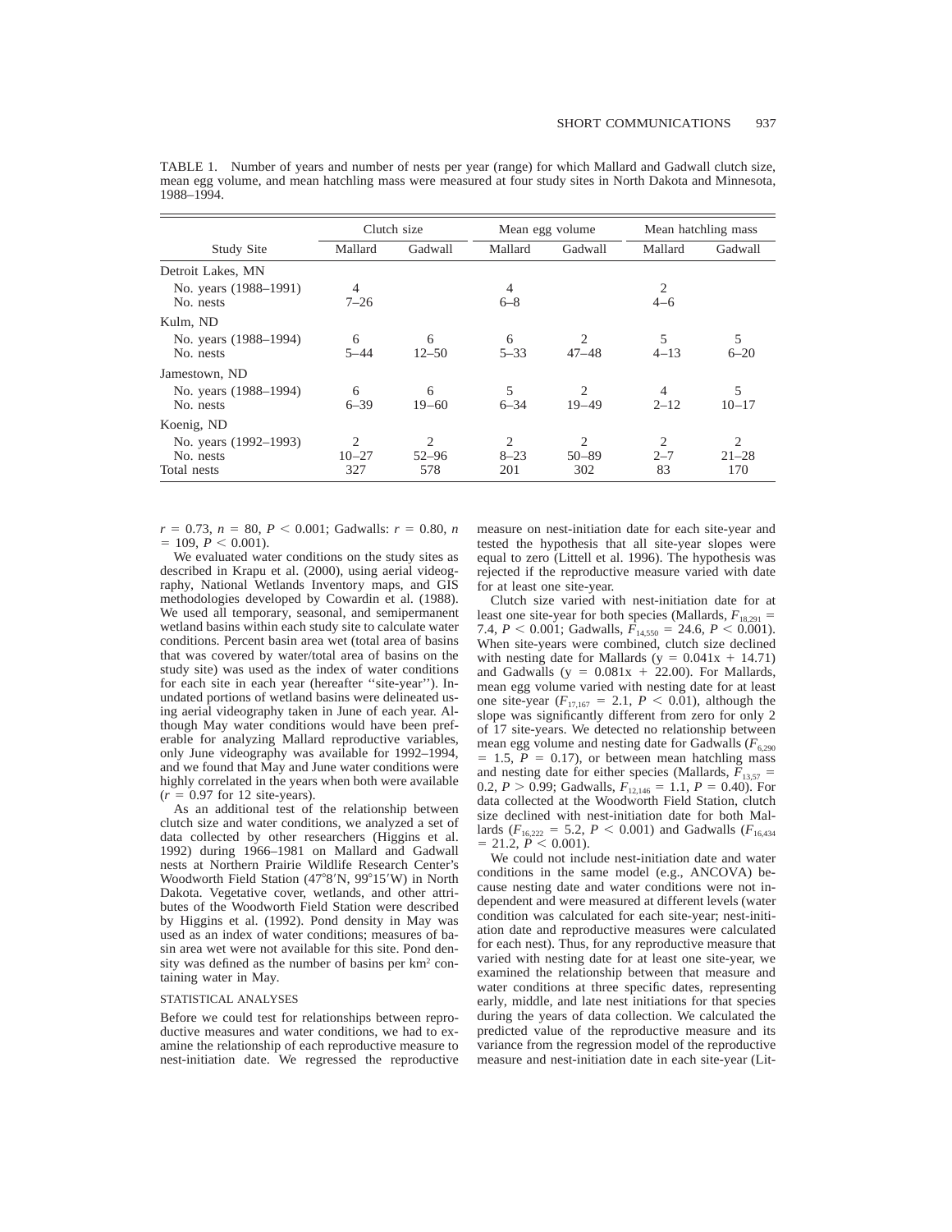TABLE 1. Number of years and number of nests per year (range) for which Mallard and Gadwall clutch size, mean egg volume, and mean hatchling mass were measured at four study sites in North Dakota and Minnesota, 1988–1994.

| Study Site | Clutch size | | Mean egg volume | | Mean hatchling mass | |
|---|---|---|---|---|---|---|
| | Mallard | Gadwall | Mallard | Gadwall | Mallard | Gadwall |
| Detroit Lakes, MN | | | | | | |
| No. years (1988–1991) | 4 | | 4 | | 2 | |
| No. nests | 7–26 | | 6–8 | | 4–6 | |
| Kulm, ND | | | | | | |
| No. years (1988–1994) | 6 | 6 | 6 | 2 | 5 | 5 |
| No. nests | 5–44 | 12–50 | 5–33 | 47–48 | 4–13 | 6–20 |
| Jamestown, ND | | | | | | |
| No. years (1988–1994) | 6 | 6 | 5 | 2 | 4 | 5 |
| No. nests | 6–39 | 19–60 | 6–34 | 19–49 | 2–12 | 10–17 |
| Koenig, ND | | | | | | |
| No. years (1992–1993) | 2 | 2 | 2 | 2 | 2 | 2 |
| No. nests | 10–27 | 52–96 | 8–23 | 50–89 | 2–7 | 21–28 |
| Total nests | 327 | 578 | 201 | 302 | 83 | 170 |

$r = 0.73$, $n = 80$, $P < 0.001$; Gadwalls: $r = 0.80$, $n = 109$, $P < 0.001$).

We evaluated water conditions on the study sites as described in Krapu et al. (2000), using aerial videography, National Wetlands Inventory maps, and GIS methodologies developed by Cowardin et al. (1988). We used all temporary, seasonal, and semipermanent wetland basins within each study site to calculate water conditions. Percent basin area wet (total area of basins that was covered by water/total area of basins on the study site) was used as the index of water conditions for each site in each year (hereafter ''site-year''). Inundated portions of wetland basins were delineated using aerial videography taken in June of each year. Although May water conditions would have been preferable for analyzing Mallard reproductive variables, only June videography was available for 1992–1994, and we found that May and June water conditions were highly correlated in the years when both were available ($r = 0.97$ for 12 site-years).

As an additional test of the relationship between clutch size and water conditions, we analyzed a set of data collected by other researchers (Higgins et al. 1992) during 1966–1981 on Mallard and Gadwall nests at Northern Prairie Wildlife Research Center's Woodworth Field Station (47°8′N, 99°15′W) in North Dakota. Vegetative cover, wetlands, and other attributes of the Woodworth Field Station were described by Higgins et al. (1992). Pond density in May was used as an index of water conditions; measures of basin area wet were not available for this site. Pond density was defined as the number of basins per $km^2$ containing water in May.

## STATISTICAL ANALYSES

Before we could test for relationships between reproductive measures and water conditions, we had to examine the relationship of each reproductive measure to nest-initiation date. We regressed the reproductive measure on nest-initiation date for each site-year and tested the hypothesis that all site-year slopes were equal to zero (Littell et al. 1996). The hypothesis was rejected if the reproductive measure varied with date for at least one site-year.

Clutch size varied with nest-initiation date for at least one site-year for both species (Mallards, $F_{18,291} = 7.4$, $P < 0.001$; Gadwalls, $F_{14,550} = 24.6$, $P < 0.001$). When site-years were combined, clutch size declined with nesting date for Mallards ($y = 0.041x + 14.71$) and Gadwalls ($y = 0.081x + 22.00$). For Mallards, mean egg volume varied with nesting date for at least one site-year ($F_{17,167} = 2.1$, $P < 0.01$), although the slope was significantly different from zero for only 2 of 17 site-years. We detected no relationship between mean egg volume and nesting date for Gadwalls ($F_{6,290} = 1.5$, $P = 0.17$), or between mean hatchling mass and nesting date for either species (Mallards, $F_{13,57} = 0.2$, $P > 0.99$; Gadwalls, $F_{12,146} = 1.1$, $P = 0.40$). For data collected at the Woodworth Field Station, clutch size declined with nest-initiation date for both Mallards ($F_{16,222} = 5.2$, $P < 0.001$) and Gadwalls ($F_{16,434} = 21.2$, $P < 0.001$).

We could not include nest-initiation date and water conditions in the same model (e.g., ANCOVA) because nesting date and water conditions were not independent and were measured at different levels (water condition was calculated for each site-year; nest-initiation date and reproductive measures were calculated for each nest). Thus, for any reproductive measure that varied with nesting date for at least one site-year, we examined the relationship between that measure and water conditions at three specific dates, representing early, middle, and late nest initiations for that species during the years of data collection. We calculated the predicted value of the reproductive measure and its variance from the regression model of the reproductive measure and nest-initiation date in each site-year (Lit-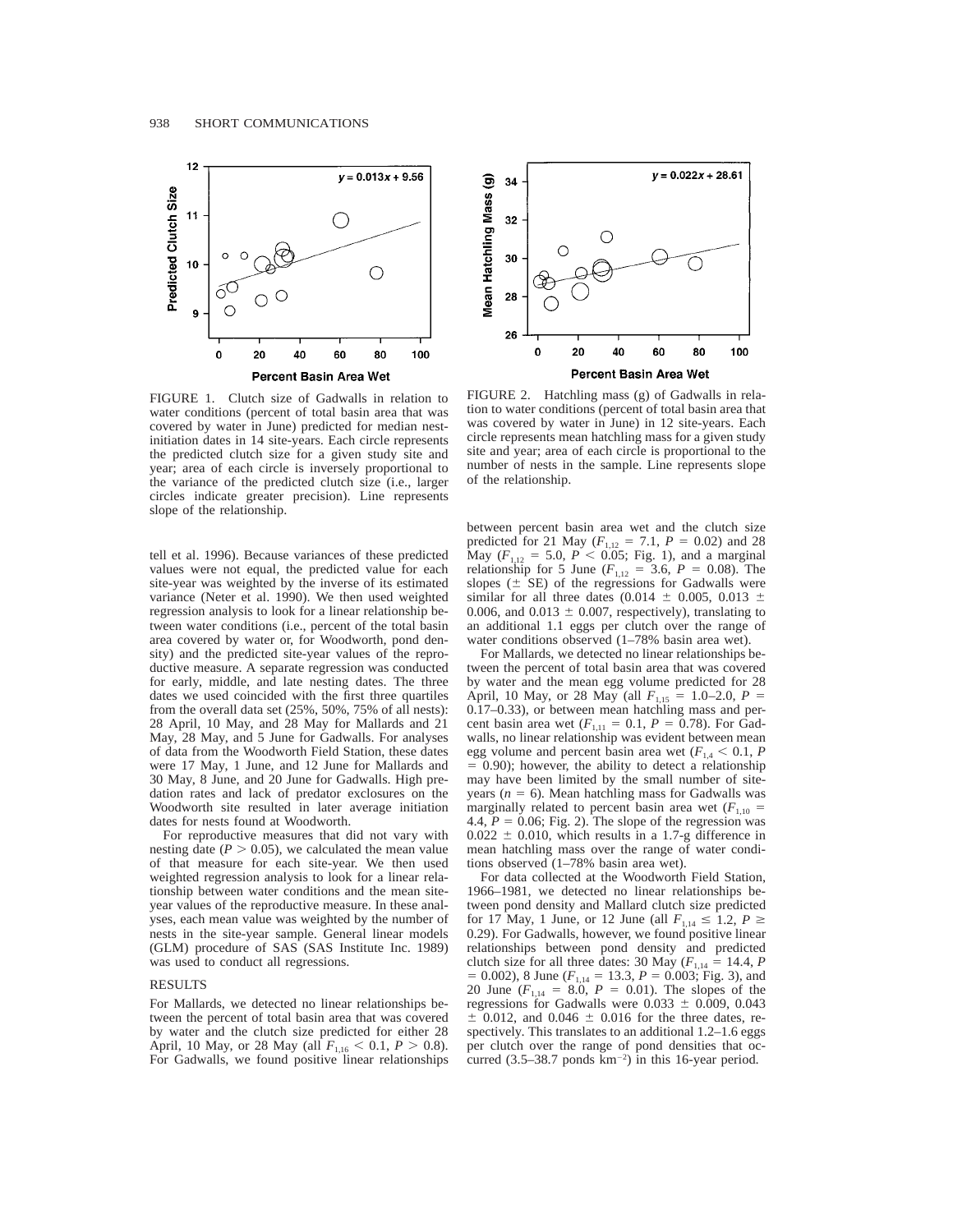FIGURE 1. Clutch size of Gadwalls in relation to water conditions (percent of total basin area that was covered by water in June) predicted for median nest-initiation dates in 14 site-years. Each circle represents the predicted clutch size for a given study site and year; area of each circle is inversely proportional to the variance of the predicted clutch size (i.e., larger circles indicate greater precision). Line represents slope of the relationship.

FIGURE 2. Hatchling mass (g) of Gadwalls in relation to water conditions (percent of total basin area that was covered by water in June) in 12 site-years. Each circle represents mean hatchling mass for a given study site and year; area of each circle is proportional to the number of nests in the sample. Line represents slope of the relationship.

tell et al. 1996). Because variances of these predicted values were not equal, the predicted value for each site-year was weighted by the inverse of its estimated variance (Neter et al. 1990). We then used weighted regression analysis to look for a linear relationship between water conditions (i.e., percent of the total basin area covered by water or, for Woodworth, pond density) and the predicted site-year values of the reproductive measure. A separate regression was conducted for early, middle, and late nesting dates. The three dates we used coincided with the first three quartiles from the overall data set (25%, 50%, 75% of all nests): 28 April, 10 May, and 28 May for Mallards and 21 May, 28 May, and 5 June for Gadwalls. For analyses of data from the Woodworth Field Station, these dates were 17 May, 1 June, and 12 June for Mallards and 30 May, 8 June, and 20 June for Gadwalls. High predation rates and lack of predator exclosures on the Woodworth site resulted in later average initiation dates for nests found at Woodworth.

For reproductive measures that did not vary with nesting date ($P > 0.05$), we calculated the mean value of that measure for each site-year. We then used weighted regression analysis to look for a linear relationship between water conditions and the mean site-year values of the reproductive measure. In these analyses, each mean value was weighted by the number of nests in the site-year sample. General linear models (GLM) procedure of SAS (SAS Institute Inc. 1989) was used to conduct all regressions.

## RESULTS

For Mallards, we detected no linear relationships between the percent of total basin area that was covered by water and the clutch size predicted for either 28 April, 10 May, or 28 May (all $F_{1,16} < 0.1$, $P > 0.8$). For Gadwalls, we found positive linear relationships between percent basin area wet and the clutch size predicted for 21 May ($F_{1,12} = 7.1$, $P = 0.02$) and 28 May ($F_{1,12} = 5.0$, $P < 0.05$; Fig. 1), and a marginal relationship for 5 June ($F_{1,12} = 3.6$, $P = 0.08$). The slopes ($\pm$ SE) of the regressions for Gadwalls were similar for all three dates ($0.014 \pm 0.005$, $0.013 \pm 0.006$, and $0.013 \pm 0.007$, respectively), translating to an additional 1.1 eggs per clutch over the range of water conditions observed (1–78% basin area wet).

For Mallards, we detected no linear relationships between the percent of total basin area that was covered by water and the mean egg volume predicted for 28 April, 10 May, or 28 May (all $F_{1,15} = 1.0$–$2.0$, $P = 0.17$–$0.33$), or between mean hatchling mass and percent basin area wet ($F_{1,11} = 0.1$, $P = 0.78$). For Gadwalls, no linear relationship was evident between mean egg volume and percent basin area wet ($F_{1,4} < 0.1$, $P = 0.90$); however, the ability to detect a relationship may have been limited by the small number of site-years ($n = 6$). Mean hatchling mass for Gadwalls was marginally related to percent basin area wet ($F_{1,10} = 4.4$, $P = 0.06$; Fig. 2). The slope of the regression was $0.022 \pm 0.010$, which results in a 1.7-g difference in mean hatchling mass over the range of water conditions observed (1–78% basin area wet).

For data collected at the Woodworth Field Station, 1966–1981, we detected no linear relationships between pond density and Mallard clutch size predicted for 17 May, 1 June, or 12 June (all $F_{1,14} \leq 1.2$, $P \geq 0.29$). For Gadwalls, however, we found positive linear relationships between pond density and predicted clutch size for all three dates: 30 May ($F_{1,14} = 14.4$, $P = 0.002$), 8 June ($F_{1,14} = 13.3$, $P = 0.003$; Fig. 3), and 20 June ($F_{1,14} = 8.0$, $P = 0.01$). The slopes of the regressions for Gadwalls were $0.033 \pm 0.009$, $0.043 \pm 0.012$, and $0.046 \pm 0.016$ for the three dates, respectively. This translates to an additional 1.2–1.6 eggs per clutch over the range of pond densities that occurred (3.5–38.7 ponds $km^{-2}$) in this 16-year period.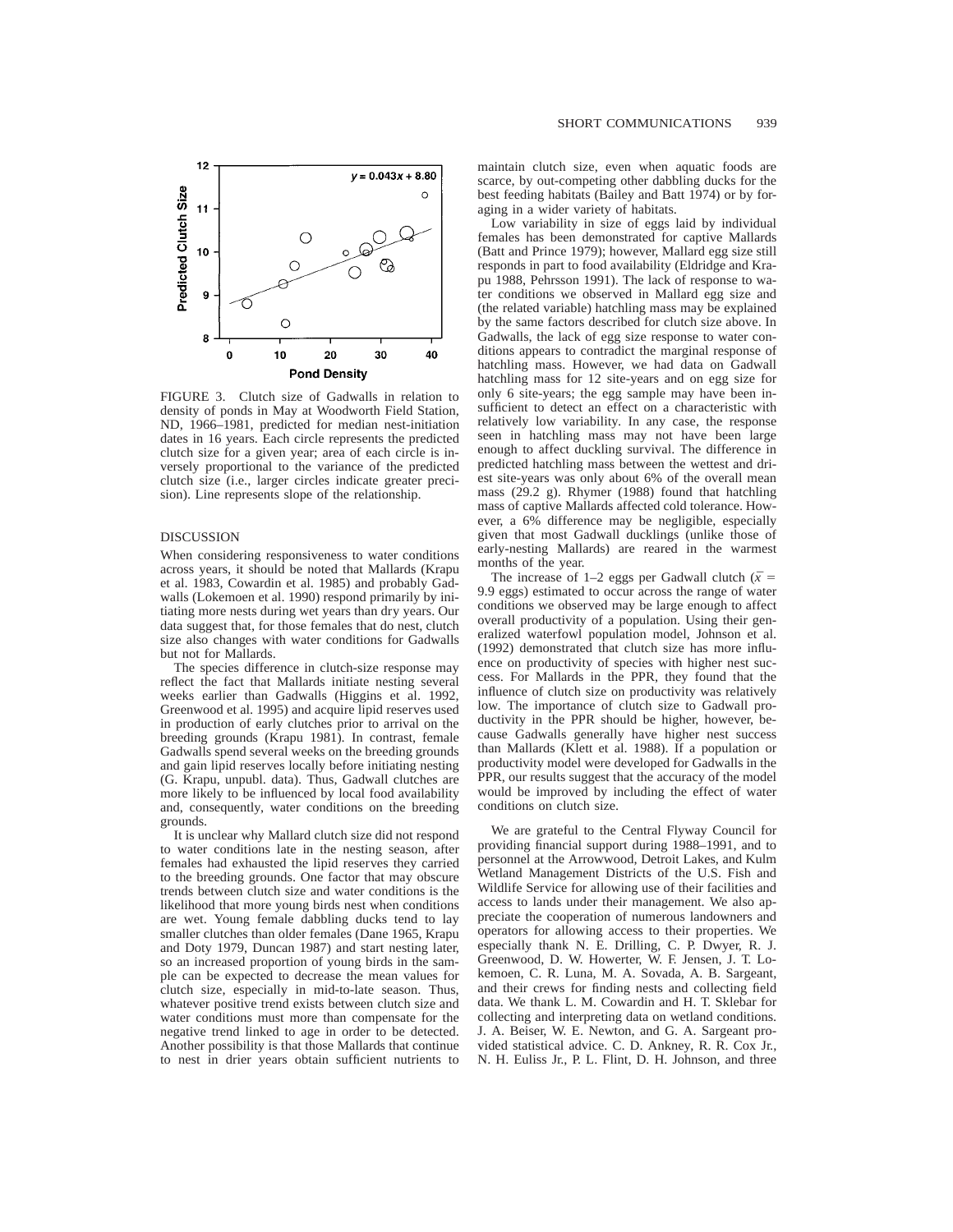FIGURE 3. Clutch size of Gadwalls in relation to density of ponds in May at Woodworth Field Station, ND, 1966–1981, predicted for median nest-initiation dates in 16 years. Each circle represents the predicted clutch size for a given year; area of each circle is inversely proportional to the variance of the predicted clutch size (i.e., larger circles indicate greater precision). Line represents slope of the relationship.

## DISCUSSION

When considering responsiveness to water conditions across years, it should be noted that Mallards (Krapu et al. 1983, Cowardin et al. 1985) and probably Gadwalls (Lokemoen et al. 1990) respond primarily by initiating more nests during wet years than dry years. Our data suggest that, for those females that do nest, clutch size also changes with water conditions for Gadwalls but not for Mallards.

The species difference in clutch-size response may reflect the fact that Mallards initiate nesting several weeks earlier than Gadwalls (Higgins et al. 1992, Greenwood et al. 1995) and acquire lipid reserves used in production of early clutches prior to arrival on the breeding grounds (Krapu 1981). In contrast, female Gadwalls spend several weeks on the breeding grounds and gain lipid reserves locally before initiating nesting (G. Krapu, unpubl. data). Thus, Gadwall clutches are more likely to be influenced by local food availability and, consequently, water conditions on the breeding grounds.

It is unclear why Mallard clutch size did not respond to water conditions late in the nesting season, after females had exhausted the lipid reserves they carried to the breeding grounds. One factor that may obscure trends between clutch size and water conditions is the likelihood that more young birds nest when conditions are wet. Young female dabbling ducks tend to lay smaller clutches than older females (Dane 1965, Krapu and Doty 1979, Duncan 1987) and start nesting later, so an increased proportion of young birds in the sample can be expected to decrease the mean values for clutch size, especially in mid-to-late season. Thus, whatever positive trend exists between clutch size and water conditions must more than compensate for the negative trend linked to age in order to be detected. Another possibility is that those Mallards that continue to nest in drier years obtain sufficient nutrients to maintain clutch size, even when aquatic foods are scarce, by out-competing other dabbling ducks for the best feeding habitats (Bailey and Batt 1974) or by foraging in a wider variety of habitats.

Low variability in size of eggs laid by individual females has been demonstrated for captive Mallards (Batt and Prince 1979); however, Mallard egg size still responds in part to food availability (Eldridge and Krapu 1988, Pehrsson 1991). The lack of response to water conditions we observed in Mallard egg size and (the related variable) hatchling mass may be explained by the same factors described for clutch size above. In Gadwalls, the lack of egg size response to water conditions appears to contradict the marginal response of hatchling mass. However, we had data on Gadwall hatchling mass for 12 site-years and on egg size for only 6 site-years; the egg sample may have been insufficient to detect an effect on a characteristic with relatively low variability. In any case, the response seen in hatchling mass may not have been large enough to affect duckling survival. The difference in predicted hatchling mass between the wettest and driest site-years was only about 6% of the overall mean mass (29.2 g). Rhymer (1988) found that hatchling mass of captive Mallards affected cold tolerance. However, a 6% difference may be negligible, especially given that most Gadwall ducklings (unlike those of early-nesting Mallards) are reared in the warmest months of the year.

The increase of 1–2 eggs per Gadwall clutch ($\bar{x}$ = 9.9 eggs) estimated to occur across the range of water conditions we observed may be large enough to affect overall productivity of a population. Using their generalized waterfowl population model, Johnson et al. (1992) demonstrated that clutch size has more influence on productivity of species with higher nest success. For Mallards in the PPR, they found that the influence of clutch size on productivity was relatively low. The importance of clutch size to Gadwall productivity in the PPR should be higher, however, because Gadwalls generally have higher nest success than Mallards (Klett et al. 1988). If a population or productivity model were developed for Gadwalls in the PPR, our results suggest that the accuracy of the model would be improved by including the effect of water conditions on clutch size.

We are grateful to the Central Flyway Council for providing financial support during 1988–1991, and to personnel at the Arrowwood, Detroit Lakes, and Kulm Wetland Management Districts of the U.S. Fish and Wildlife Service for allowing use of their facilities and access to lands under their management. We also appreciate the cooperation of numerous landowners and operators for allowing access to their properties. We especially thank N. E. Drilling, C. P. Dwyer, R. J. Greenwood, D. W. Howerter, W. F. Jensen, J. T. Lokemoen, C. R. Luna, M. A. Sovada, A. B. Sargeant, and their crews for finding nests and collecting field data. We thank L. M. Cowardin and H. T. Sklebar for collecting and interpreting data on wetland conditions. J. A. Beiser, W. E. Newton, and G. A. Sargeant provided statistical advice. C. D. Ankney, R. R. Cox Jr., N. H. Euliss Jr., P. L. Flint, D. H. Johnson, and three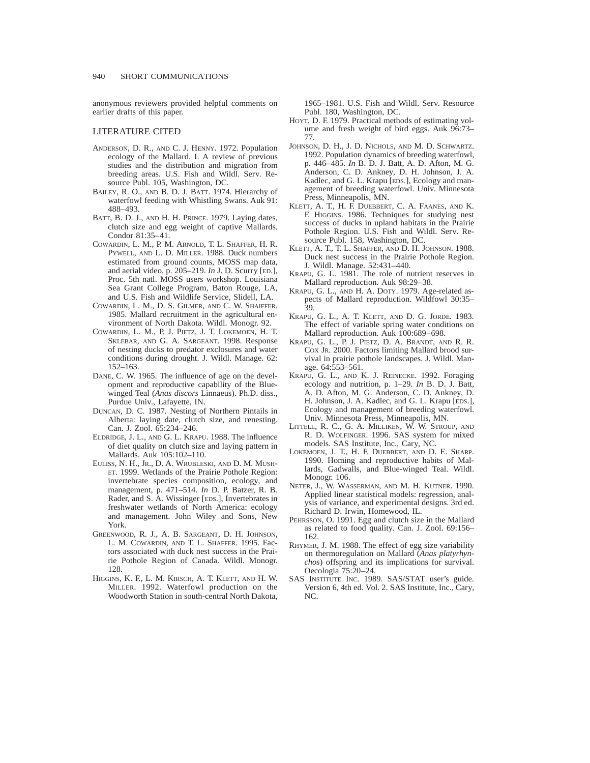anonymous reviewers provided helpful comments on earlier drafts of this paper.

## LITERATURE CITED

ANDERSON, D. R., AND C. J. HENNY. 1972. Population ecology of the Mallard. I. A review of previous studies and the distribution and migration from breeding areas. U.S. Fish and Wildl. Serv. Resource Publ. 105, Washington, DC.

BAILEY, R. O., AND B. D. J. BATT. 1974. Hierarchy of waterfowl feeding with Whistling Swans. Auk 91: 488–493.

BATT, B. D. J., AND H. H. PRINCE. 1979. Laying dates, clutch size and egg weight of captive Mallards. Condor 81:35–41.

COWARDIN, L. M., P. M. ARNOLD, T. L. SHAFFER, H. R. PYWELL, AND L. D. MILLER. 1988. Duck numbers estimated from ground counts, MOSS map data, and aerial video, p. 205–219. *In* J. D. Scurry [ED.], Proc. 5th natl. MOSS users workshop. Louisiana Sea Grant College Program, Baton Rouge, LA, and U.S. Fish and Wildlife Service, Slidell, LA.

COWARDIN, L. M., D. S. GILMER, AND C. W. SHAIFFER. 1985. Mallard recruitment in the agricultural environment of North Dakota. Wildl. Monogr. 92.

COWARDIN, L. M., P. J. PIETZ, J. T. LOKEMOEN, H. T. SKLEBAR, AND G. A. SARGEANT. 1998. Response of nesting ducks to predator exclosures and water conditions during drought. J. Wildl. Manage. 62: 152–163.

DANE, C. W. 1965. The influence of age on the development and reproductive capability of the Blue-winged Teal (*Anas discors* Linnaeus). Ph.D. diss., Purdue Univ., Lafayette, IN.

DUNCAN, D. C. 1987. Nesting of Northern Pintails in Alberta: laying date, clutch size, and renesting. Can. J. Zool. 65:234–246.

ELDRIDGE, J. L., AND G. L. KRAPU. 1988. The influence of diet quality on clutch size and laying pattern in Mallards. Auk 105:102–110.

EULISS, N. H., JR., D. A. WRUBLESKI, AND D. M. MUSHET. 1999. Wetlands of the Prairie Pothole Region: invertebrate species composition, ecology, and management, p. 471–514. *In* D. P. Batzer, R. B. Rader, and S. A. Wissinger [EDS.], Invertebrates in freshwater wetlands of North America: ecology and management. John Wiley and Sons, New York.

GREENWOOD, R. J., A. B. SARGEANT, D. H. JOHNSON, L. M. COWARDIN, AND T. L. SHAFFER. 1995. Factors associated with duck nest success in the Prairie Pothole Region of Canada. Wildl. Monogr. 128.

HIGGINS, K. F., L. M. KIRSCH, A. T. KLETT, AND H. W. MILLER. 1992. Waterfowl production on the Woodworth Station in south-central North Dakota, 1965–1981. U.S. Fish and Wildl. Serv. Resource Publ. 180, Washington, DC.

HOYT, D. F. 1979. Practical methods of estimating volume and fresh weight of bird eggs. Auk 96:73–77.

JOHNSON, D. H., J. D. NICHOLS, AND M. D. SCHWARTZ. 1992. Population dynamics of breeding waterfowl, p. 446–485. *In* B. D. J. Batt, A. D. Afton, M. G. Anderson, C. D. Ankney, D. H. Johnson, J. A. Kadlec, and G. L. Krapu [EDS.], Ecology and management of breeding waterfowl. Univ. Minnesota Press, Minneapolis, MN.

KLETT, A. T., H. F. DUEBBERT, C. A. FAANES, AND K. F. HIGGINS. 1986. Techniques for studying nest success of ducks in upland habitats in the Prairie Pothole Region. U.S. Fish and Wildl. Serv. Resource Publ. 158, Washington, DC.

KLETT, A. T., T. L. SHAFFER, AND D. H. JOHNSON. 1988. Duck nest success in the Prairie Pothole Region. J. Wildl. Manage. 52:431–440.

KRAPU, G. L. 1981. The role of nutrient reserves in Mallard reproduction. Auk 98:29–38.

KRAPU, G. L., AND H. A. DOTY. 1979. Age-related aspects of Mallard reproduction. Wildfowl 30:35–39.

KRAPU, G. L., A. T. KLETT, AND D. G. JORDE. 1983. The effect of variable spring water conditions on Mallard reproduction. Auk 100:689–698.

KRAPU, G. L., P. J. PIETZ, D. A. BRANDT, AND R. R. COX JR. 2000. Factors limiting Mallard brood survival in prairie pothole landscapes. J. Wildl. Manage. 64:553–561.

KRAPU, G. L., AND K. J. REINECKE. 1992. Foraging ecology and nutrition, p. 1–29. *In* B. D. J. Batt, A. D. Afton, M. G. Anderson, C. D. Ankney, D. H. Johnson, J. A. Kadlec, and G. L. Krapu [EDS.], Ecology and management of breeding waterfowl. Univ. Minnesota Press, Minneapolis, MN.

LITTELL, R. C., G. A. MILLIKEN, W. W. STROUP, AND R. D. WOLFINGER. 1996. SAS system for mixed models. SAS Institute, Inc., Cary, NC.

LOKEMOEN, J. T., H. F. DUEBBERT, AND D. E. SHARP. 1990. Homing and reproductive habits of Mallards, Gadwalls, and Blue-winged Teal. Wildl. Monogr. 106.

NETER, J., W. WASSERMAN, AND M. H. KUTNER. 1990. Applied linear statistical models: regression, analysis of variance, and experimental designs. 3rd ed. Richard D. Irwin, Homewood, IL.

PEHRSSON, O. 1991. Egg and clutch size in the Mallard as related to food quality. Can. J. Zool. 69:156–162.

RHYMER, J. M. 1988. The effect of egg size variability on thermoregulation on Mallard (*Anas platyrhynchos*) offspring and its implications for survival. Oecologia 75:20–24.

SAS INSTITUTE INC. 1989. SAS/STAT user's guide. Version 6, 4th ed. Vol. 2. SAS Institute, Inc., Cary, NC.